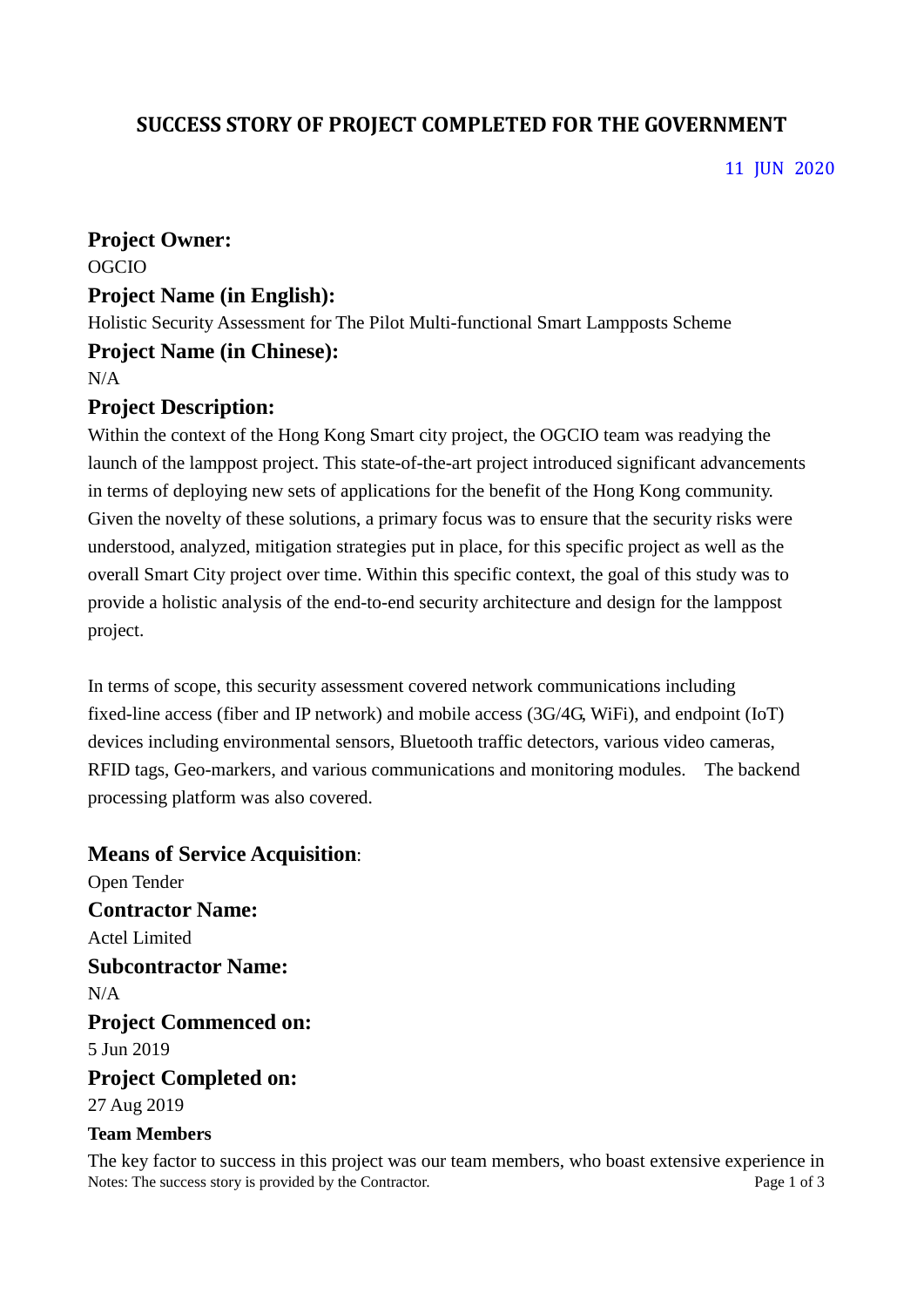# SUCCESS STORY OF PROJECT COMPLETED FOR THE GOVERNMENT

11 JUN 2020

## Project Owner:

OGCIO

## Project Name (in English):

Holistic Security Assessment for The Pilot Multi-functional Smart Lampposts Scheme

## Project Name (in Chinese):

N/A

## Project Description:

Within the context of the Hong Kong Smart city project, the OGCIO team was readying the launch of the lamppost project. This state-of-the-art project introduced significant advancements in terms of deploying new sets of applications for the benefit of the Hong Kong community. Given the novelty of these solutions, a primary focus was to ensure that the security risks were understood, analyzed, mitigation strategies put in place, for this specific project as well as the overall Smart City project over time. Within this specific context, the goal of this study was to provide a holistic analysis of the end-to-end security architecture and design for the lamppost project.

In terms of scope, this security assessment covered network communications including fixed-line access (fiber and IP network) and mobile access (3G/4G, WiFi), and endpoint (IoT) devices including environmental sensors, Bluetooth traffic detectors, various video cameras, RFID tags, Geo-markers, and various communications and monitoring modules. The backend processing platform was also covered.

## Means of Service Acquisition:

Open Tender

## Contractor Name:

Actel Limited

## Subcontractor Name:

N/A

## Project Commenced on:

5 Jun 2019

## Project Completed on:

27 Aug 2019

### Team Members

The key factor to success in this project was our team members, who boast extensive experience in

Notes: The success story is provided by the Contractor.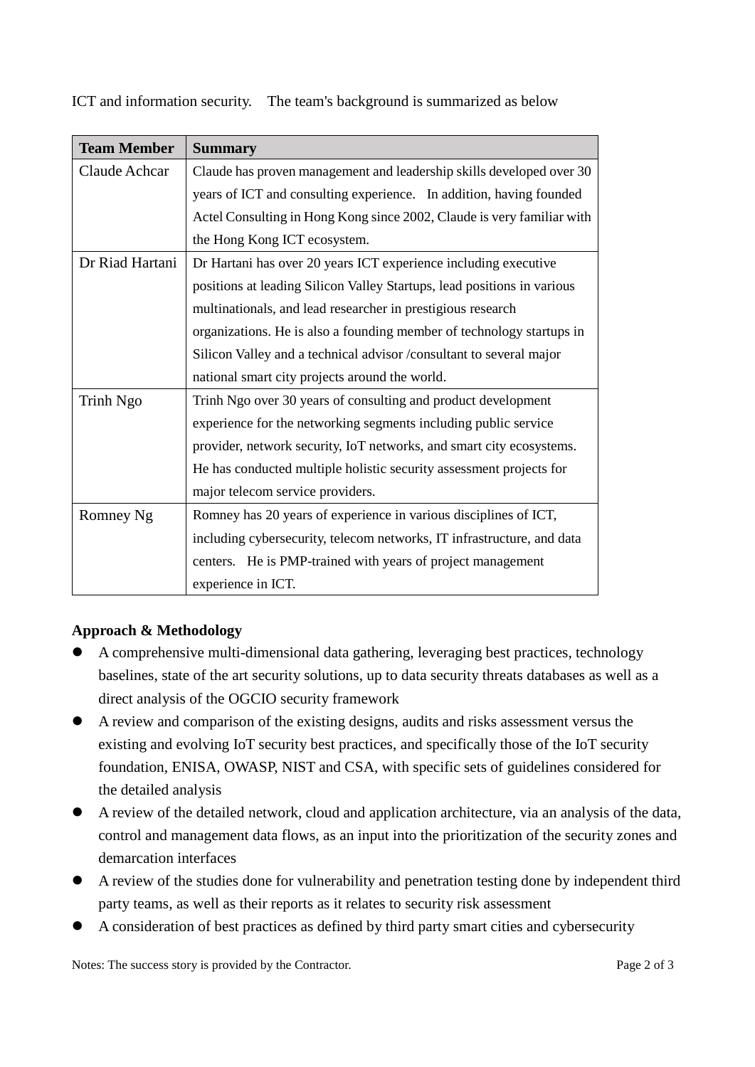ICT and information security. The team's background is summarized as below

| Team Member | Summary |
|---|---|
| Claude Achcar | Claude has proven management and leadership skills developed over 30 years of ICT and consulting experience. In addition, having founded Actel Consulting in Hong Kong since 2002, Claude is very familiar with the Hong Kong ICT ecosystem. |
| Dr Riad Hartani | Dr Hartani has over 20 years ICT experience including executive positions at leading Silicon Valley Startups, lead positions in various multinationals, and lead researcher in prestigious research organizations. He is also a founding member of technology startups in Silicon Valley and a technical advisor /consultant to several major national smart city projects around the world. |
| Trinh Ngo | Trinh Ngo over 30 years of consulting and product development experience for the networking segments including public service provider, network security, IoT networks, and smart city ecosystems. He has conducted multiple holistic security assessment projects for major telecom service providers. |
| Romney Ng | Romney has 20 years of experience in various disciplines of ICT, including cybersecurity, telecom networks, IT infrastructure, and data centers. He is PMP-trained with years of project management experience in ICT. |

**Approach & Methodology**

- A comprehensive multi-dimensional data gathering, leveraging best practices, technology baselines, state of the art security solutions, up to data security threats databases as well as a direct analysis of the OGCIO security framework
- A review and comparison of the existing designs, audits and risks assessment versus the existing and evolving IoT security best practices, and specifically those of the IoT security foundation, ENISA, OWASP, NIST and CSA, with specific sets of guidelines considered for the detailed analysis
- A review of the detailed network, cloud and application architecture, via an analysis of the data, control and management data flows, as an input into the prioritization of the security zones and demarcation interfaces
- A review of the studies done for vulnerability and penetration testing done by independent third party teams, as well as their reports as it relates to security risk assessment
- A consideration of best practices as defined by third party smart cities and cybersecurity

Notes: The success story is provided by the Contractor.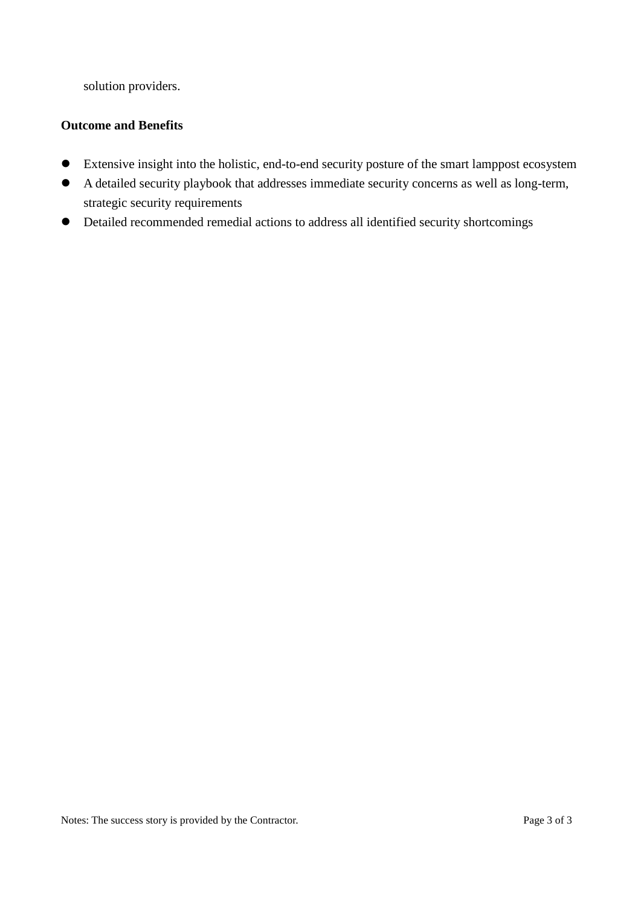solution providers.

**Outcome and Benefits**

- Extensive insight into the holistic, end-to-end security posture of the smart lamppost ecosystem
- A detailed security playbook that addresses immediate security concerns as well as long-term, strategic security requirements
- Detailed recommended remedial actions to address all identified security shortcomings

Notes: The success story is provided by the Contractor.